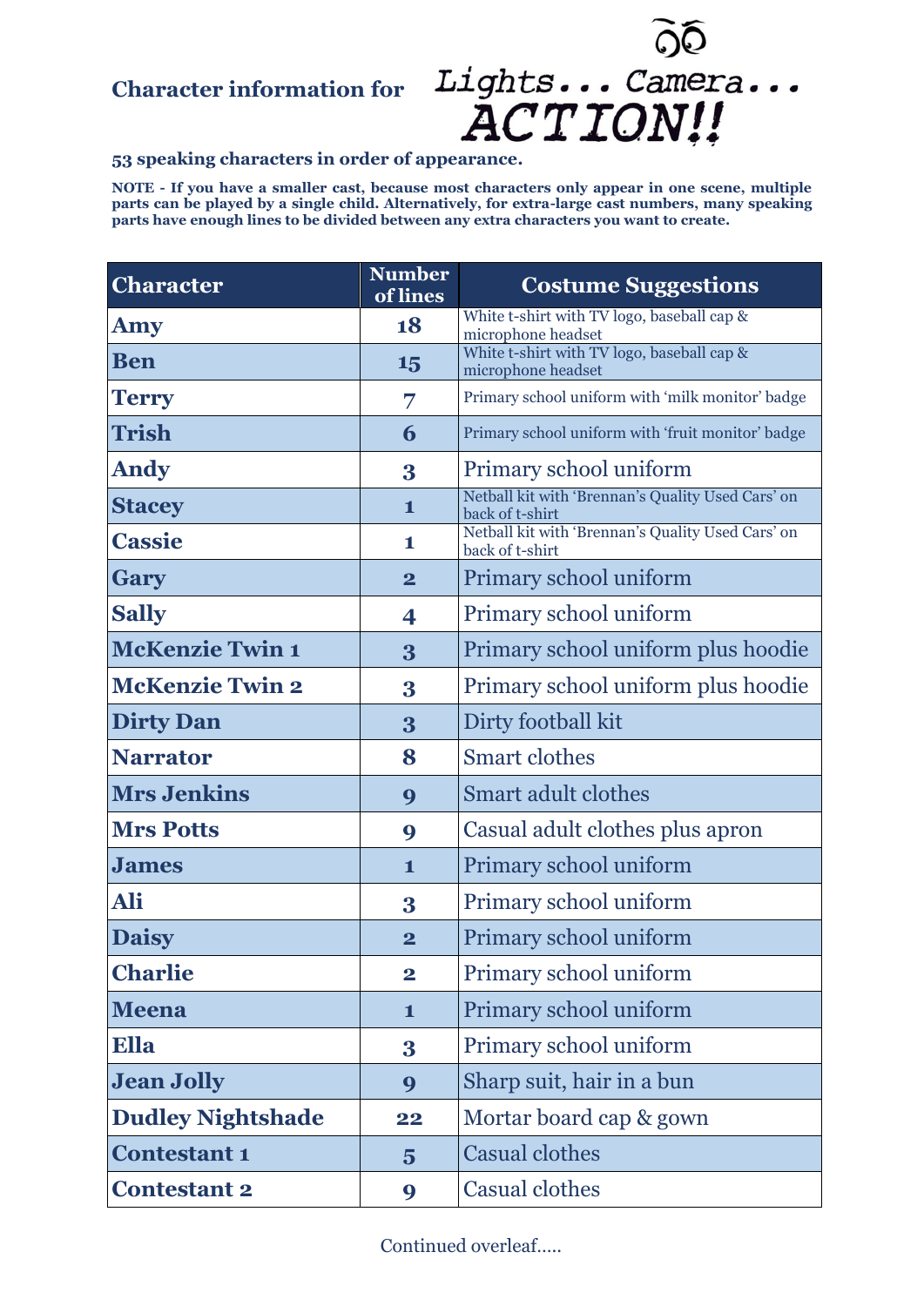# Character information for *Lights... Camera... ACTION!!*

**53 speaking characters in order of appearance.**

**NOTE - If you have a smaller cast, because most characters only appear in one scene, multiple parts can be played by a single child. Alternatively, for extra-large cast numbers, many speaking parts have enough lines to be divided between any extra characters you want to create.**

| Character | Number of lines | Costume Suggestions |
|---|---|---|
| **Amy** | 18 | White t-shirt with TV logo, baseball cap & microphone headset |
| **Ben** | 15 | White t-shirt with TV logo, baseball cap & microphone headset |
| **Terry** | 7 | Primary school uniform with 'milk monitor' badge |
| **Trish** | 6 | Primary school uniform with 'fruit monitor' badge |
| **Andy** | 3 | Primary school uniform |
| **Stacey** | 1 | Netball kit with 'Brennan's Quality Used Cars' on back of t-shirt |
| **Cassie** | 1 | Netball kit with 'Brennan's Quality Used Cars' on back of t-shirt |
| **Gary** | 2 | Primary school uniform |
| **Sally** | 4 | Primary school uniform |
| **McKenzie Twin 1** | 3 | Primary school uniform plus hoodie |
| **McKenzie Twin 2** | 3 | Primary school uniform plus hoodie |
| **Dirty Dan** | 3 | Dirty football kit |
| **Narrator** | 8 | Smart clothes |
| **Mrs Jenkins** | 9 | Smart adult clothes |
| **Mrs Potts** | 9 | Casual adult clothes plus apron |
| **James** | 1 | Primary school uniform |
| **Ali** | 3 | Primary school uniform |
| **Daisy** | 2 | Primary school uniform |
| **Charlie** | 2 | Primary school uniform |
| **Meena** | 1 | Primary school uniform |
| **Ella** | 3 | Primary school uniform |
| **Jean Jolly** | 9 | Sharp suit, hair in a bun |
| **Dudley Nightshade** | 22 | Mortar board cap & gown |
| **Contestant 1** | 5 | Casual clothes |
| **Contestant 2** | 9 | Casual clothes |

Continued overleaf.....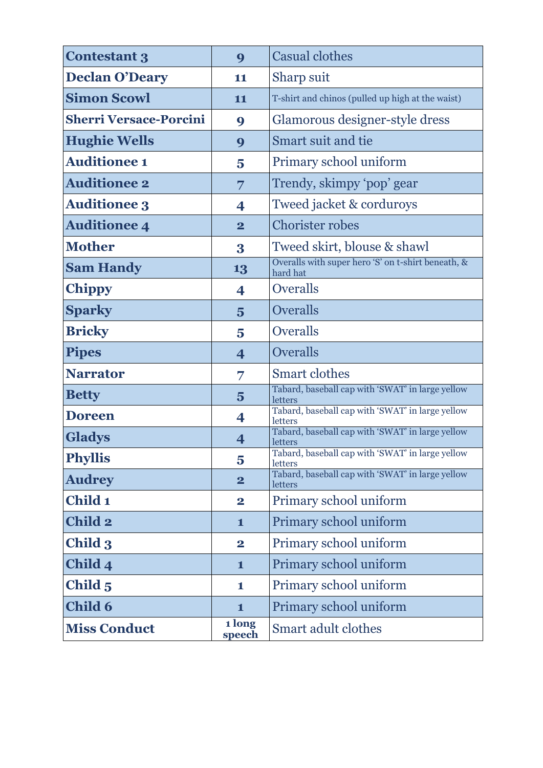| | | |
|---|---|---|
| **Contestant 3** | **9** | Casual clothes |
| **Declan O'Deary** | **11** | Sharp suit |
| **Simon Scowl** | **11** | T-shirt and chinos (pulled up high at the waist) |
| **Sherri Versace-Porcini** | **9** | Glamorous designer-style dress |
| **Hughie Wells** | **9** | Smart suit and tie |
| **Auditionee 1** | **5** | Primary school uniform |
| **Auditionee 2** | **7** | Trendy, skimpy 'pop' gear |
| **Auditionee 3** | **4** | Tweed jacket & corduroys |
| **Auditionee 4** | **2** | Chorister robes |
| **Mother** | **3** | Tweed skirt, blouse & shawl |
| **Sam Handy** | **13** | Overalls with super hero 'S' on t-shirt beneath, & hard hat |
| **Chippy** | **4** | Overalls |
| **Sparky** | **5** | Overalls |
| **Bricky** | **5** | Overalls |
| **Pipes** | **4** | Overalls |
| **Narrator** | **7** | Smart clothes |
| **Betty** | **5** | Tabard, baseball cap with 'SWAT' in large yellow letters |
| **Doreen** | **4** | Tabard, baseball cap with 'SWAT' in large yellow letters |
| **Gladys** | **4** | Tabard, baseball cap with 'SWAT' in large yellow letters |
| **Phyllis** | **5** | Tabard, baseball cap with 'SWAT' in large yellow letters |
| **Audrey** | **2** | Tabard, baseball cap with 'SWAT' in large yellow letters |
| **Child 1** | **2** | Primary school uniform |
| **Child 2** | **1** | Primary school uniform |
| **Child 3** | **2** | Primary school uniform |
| **Child 4** | **1** | Primary school uniform |
| **Child 5** | **1** | Primary school uniform |
| **Child 6** | **1** | Primary school uniform |
| **Miss Conduct** | **1 long speech** | Smart adult clothes |